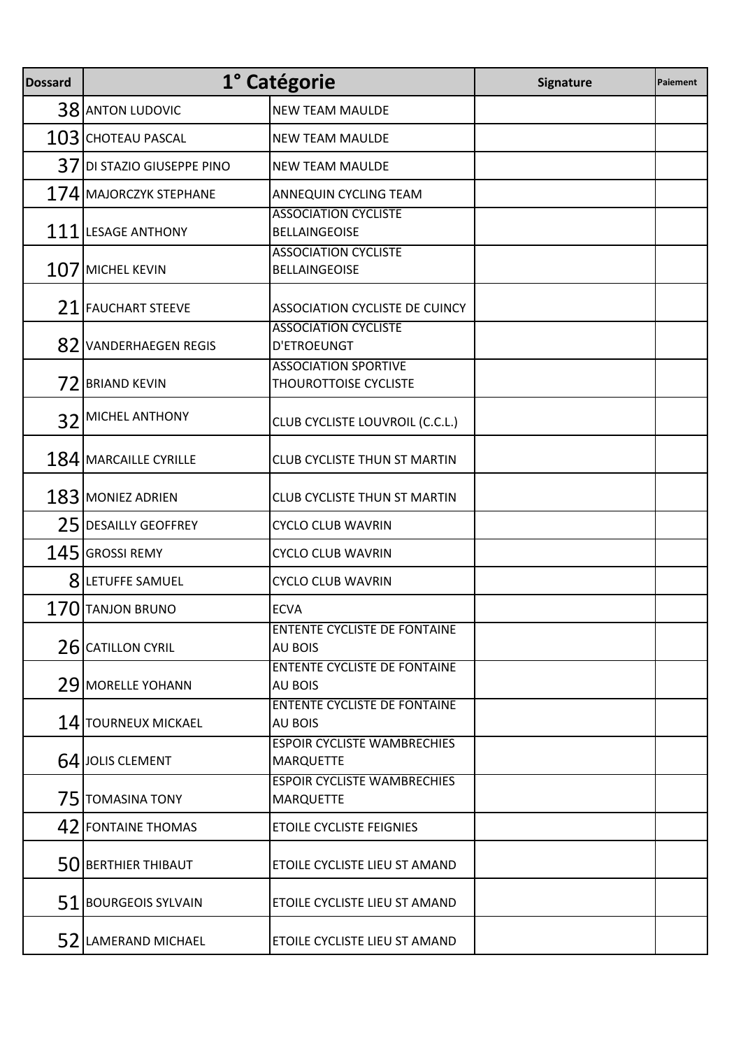| Dossard | 1° Catégorie | | Signature | Paiement |
|---|---|---|---|---|
| 38 | ANTON LUDOVIC | NEW TEAM MAULDE | | |
| 103 | CHOTEAU PASCAL | NEW TEAM MAULDE | | |
| 37 | DI STAZIO GIUSEPPE PINO | NEW TEAM MAULDE | | |
| 174 | MAJORCZYK STEPHANE | ANNEQUIN CYCLING TEAM | | |
| 111 | LESAGE ANTHONY | ASSOCIATION CYCLISTE BELLAINGEOISE | | |
| 107 | MICHEL KEVIN | ASSOCIATION CYCLISTE BELLAINGEOISE | | |
| 21 | FAUCHART STEEVE | ASSOCIATION CYCLISTE DE CUINCY | | |
| 82 | VANDERHAEGEN REGIS | ASSOCIATION CYCLISTE D'ETROEUNGT | | |
| 72 | BRIAND KEVIN | ASSOCIATION SPORTIVE THOUROTTOISE CYCLISTE | | |
| 32 | MICHEL ANTHONY | CLUB CYCLISTE LOUVROIL (C.C.L.) | | |
| 184 | MARCAILLE CYRILLE | CLUB CYCLISTE THUN ST MARTIN | | |
| 183 | MONIEZ ADRIEN | CLUB CYCLISTE THUN ST MARTIN | | |
| 25 | DESAILLY GEOFFREY | CYCLO CLUB WAVRIN | | |
| 145 | GROSSI REMY | CYCLO CLUB WAVRIN | | |
| 8 | LETUFFE SAMUEL | CYCLO CLUB WAVRIN | | |
| 170 | TANJON BRUNO | ECVA | | |
| 26 | CATILLON CYRIL | ENTENTE CYCLISTE DE FONTAINE AU BOIS | | |
| 29 | MORELLE YOHANN | ENTENTE CYCLISTE DE FONTAINE AU BOIS | | |
| 14 | TOURNEUX MICKAEL | ENTENTE CYCLISTE DE FONTAINE AU BOIS | | |
| 64 | JOLIS CLEMENT | ESPOIR CYCLISTE WAMBRECHIES MARQUETTE | | |
| 75 | TOMASINA TONY | ESPOIR CYCLISTE WAMBRECHIES MARQUETTE | | |
| 42 | FONTAINE THOMAS | ETOILE CYCLISTE FEIGNIES | | |
| 50 | BERTHIER THIBAUT | ETOILE CYCLISTE LIEU ST AMAND | | |
| 51 | BOURGEOIS SYLVAIN | ETOILE CYCLISTE LIEU ST AMAND | | |
| 52 | LAMERAND MICHAEL | ETOILE CYCLISTE LIEU ST AMAND | | |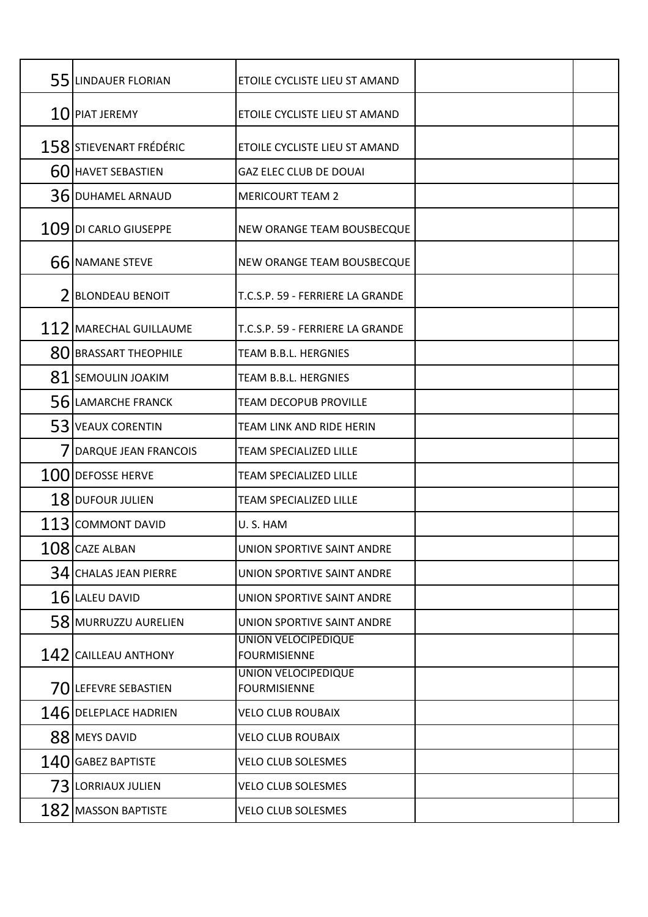| | | | | |
|---|---|---|---|---|
| 55 | LINDAUER FLORIAN | ETOILE CYCLISTE LIEU ST AMAND | | |
| 10 | PIAT JEREMY | ETOILE CYCLISTE LIEU ST AMAND | | |
| 158 | STIEVENART FRÉDÉRIC | ETOILE CYCLISTE LIEU ST AMAND | | |
| 60 | HAVET SEBASTIEN | GAZ ELEC CLUB DE DOUAI | | |
| 36 | DUHAMEL ARNAUD | MERICOURT TEAM 2 | | |
| 109 | DI CARLO GIUSEPPE | NEW ORANGE TEAM BOUSBECQUE | | |
| 66 | NAMANE STEVE | NEW ORANGE TEAM BOUSBECQUE | | |
| 2 | BLONDEAU BENOIT | T.C.S.P. 59 - FERRIERE LA GRANDE | | |
| 112 | MARECHAL GUILLAUME | T.C.S.P. 59 - FERRIERE LA GRANDE | | |
| 80 | BRASSART THEOPHILE | TEAM B.B.L. HERGNIES | | |
| 81 | SEMOULIN JOAKIM | TEAM B.B.L. HERGNIES | | |
| 56 | LAMARCHE FRANCK | TEAM DECOPUB PROVILLE | | |
| 53 | VEAUX CORENTIN | TEAM LINK AND RIDE HERIN | | |
| 7 | DARQUE JEAN FRANCOIS | TEAM SPECIALIZED LILLE | | |
| 100 | DEFOSSE HERVE | TEAM SPECIALIZED LILLE | | |
| 18 | DUFOUR JULIEN | TEAM SPECIALIZED LILLE | | |
| 113 | COMMONT DAVID | U. S. HAM | | |
| 108 | CAZE ALBAN | UNION SPORTIVE SAINT ANDRE | | |
| 34 | CHALAS JEAN PIERRE | UNION SPORTIVE SAINT ANDRE | | |
| 16 | LALEU DAVID | UNION SPORTIVE SAINT ANDRE | | |
| 58 | MURRUZZU AURELIEN | UNION SPORTIVE SAINT ANDRE | | |
| 142 | CAILLEAU ANTHONY | UNION VELOCIPEDIQUE FOURMISIENNE | | |
| 70 | LEFEVRE SEBASTIEN | UNION VELOCIPEDIQUE FOURMISIENNE | | |
| 146 | DELEPLACE HADRIEN | VELO CLUB ROUBAIX | | |
| 88 | MEYS DAVID | VELO CLUB ROUBAIX | | |
| 140 | GABEZ BAPTISTE | VELO CLUB SOLESMES | | |
| 73 | LORRIAUX JULIEN | VELO CLUB SOLESMES | | |
| 182 | MASSON BAPTISTE | VELO CLUB SOLESMES | | |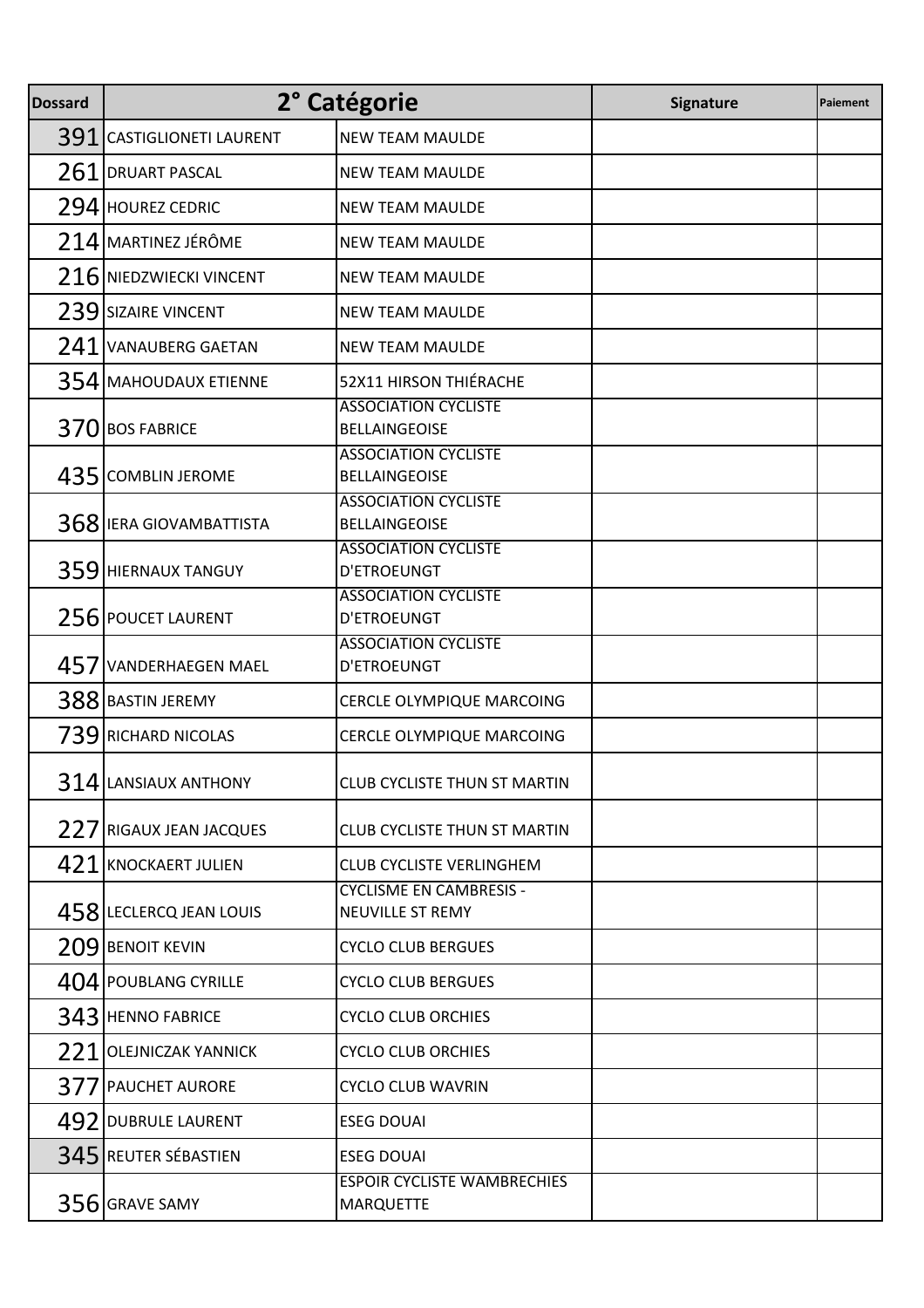| Dossard | 2° Catégorie | | Signature | Paiement |
|---|---|---|---|---|
| 391 | CASTIGLIONETI LAURENT | NEW TEAM MAULDE | | |
| 261 | DRUART PASCAL | NEW TEAM MAULDE | | |
| 294 | HOUREZ CEDRIC | NEW TEAM MAULDE | | |
| 214 | MARTINEZ JÉRÔME | NEW TEAM MAULDE | | |
| 216 | NIEDZWIECKI VINCENT | NEW TEAM MAULDE | | |
| 239 | SIZAIRE VINCENT | NEW TEAM MAULDE | | |
| 241 | VANAUBERG GAETAN | NEW TEAM MAULDE | | |
| 354 | MAHOUDAUX ETIENNE | 52X11 HIRSON THIÉRACHE | | |
| 370 | BOS FABRICE | ASSOCIATION CYCLISTE BELLAINGEOISE | | |
| 435 | COMBLIN JEROME | ASSOCIATION CYCLISTE BELLAINGEOISE | | |
| 368 | IERA GIOVAMBATTISTA | ASSOCIATION CYCLISTE BELLAINGEOISE | | |
| 359 | HIERNAUX TANGUY | ASSOCIATION CYCLISTE D'ETROEUNGT | | |
| 256 | POUCET LAURENT | ASSOCIATION CYCLISTE D'ETROEUNGT | | |
| 457 | VANDERHAEGEN MAEL | ASSOCIATION CYCLISTE D'ETROEUNGT | | |
| 388 | BASTIN JEREMY | CERCLE OLYMPIQUE MARCOING | | |
| 739 | RICHARD NICOLAS | CERCLE OLYMPIQUE MARCOING | | |
| 314 | LANSIAUX ANTHONY | CLUB CYCLISTE THUN ST MARTIN | | |
| 227 | RIGAUX JEAN JACQUES | CLUB CYCLISTE THUN ST MARTIN | | |
| 421 | KNOCKAERT JULIEN | CLUB CYCLISTE VERLINGHEM | | |
| 458 | LECLERCQ JEAN LOUIS | CYCLISME EN CAMBRESIS - NEUVILLE ST REMY | | |
| 209 | BENOIT KEVIN | CYCLO CLUB BERGUES | | |
| 404 | POUBLANG CYRILLE | CYCLO CLUB BERGUES | | |
| 343 | HENNO FABRICE | CYCLO CLUB ORCHIES | | |
| 221 | OLEJNICZAK YANNICK | CYCLO CLUB ORCHIES | | |
| 377 | PAUCHET AURORE | CYCLO CLUB WAVRIN | | |
| 492 | DUBRULE LAURENT | ESEG DOUAI | | |
| 345 | REUTER SÉBASTIEN | ESEG DOUAI | | |
| 356 | GRAVE SAMY | ESPOIR CYCLISTE WAMBRECHIES MARQUETTE | | |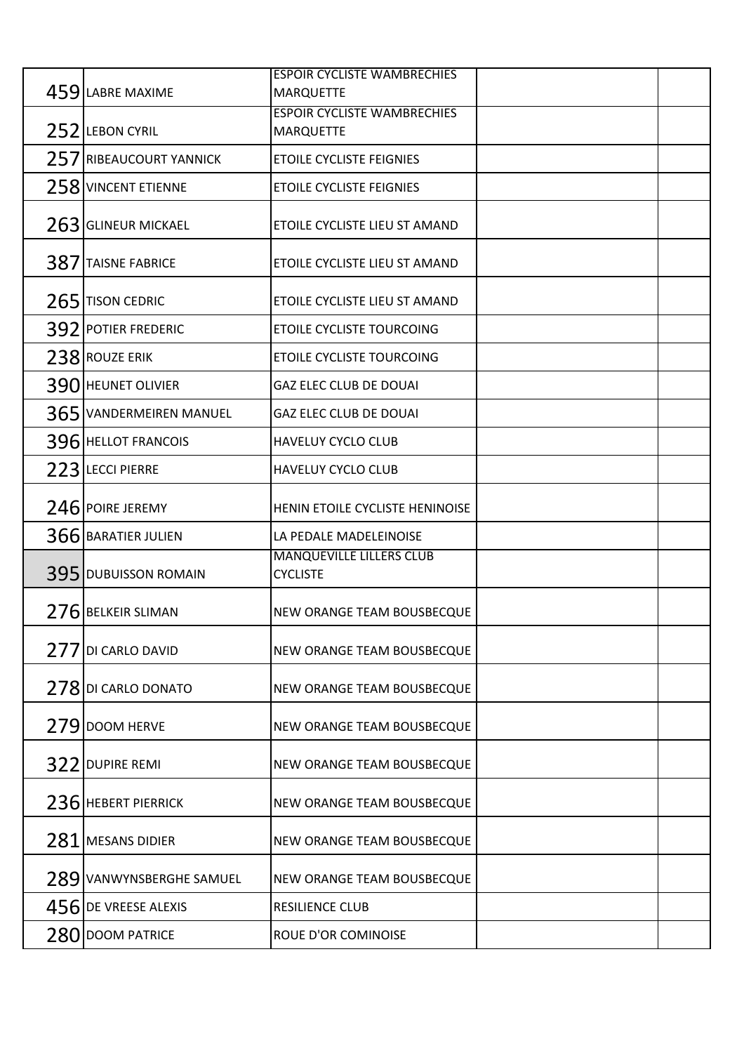| | | | | |
|---|---|---|---|---|
| 459 | LABRE MAXIME | ESPOIR CYCLISTE WAMBRECHIES MARQUETTE | | |
| 252 | LEBON CYRIL | ESPOIR CYCLISTE WAMBRECHIES MARQUETTE | | |
| 257 | RIBEAUCOURT YANNICK | ETOILE CYCLISTE FEIGNIES | | |
| 258 | VINCENT ETIENNE | ETOILE CYCLISTE FEIGNIES | | |
| 263 | GLINEUR MICKAEL | ETOILE CYCLISTE LIEU ST AMAND | | |
| 387 | TAISNE FABRICE | ETOILE CYCLISTE LIEU ST AMAND | | |
| 265 | TISON CEDRIC | ETOILE CYCLISTE LIEU ST AMAND | | |
| 392 | POTIER FREDERIC | ETOILE CYCLISTE TOURCOING | | |
| 238 | ROUZE ERIK | ETOILE CYCLISTE TOURCOING | | |
| 390 | HEUNET OLIVIER | GAZ ELEC CLUB DE DOUAI | | |
| 365 | VANDERMEIREN MANUEL | GAZ ELEC CLUB DE DOUAI | | |
| 396 | HELLOT FRANCOIS | HAVELUY CYCLO CLUB | | |
| 223 | LECCI PIERRE | HAVELUY CYCLO CLUB | | |
| 246 | POIRE JEREMY | HENIN ETOILE CYCLISTE HENINOISE | | |
| 366 | BARATIER JULIEN | LA PEDALE MADELEINOISE | | |
| 395 | DUBUISSON ROMAIN | MANQUEVILLE LILLERS CLUB CYCLISTE | | |
| 276 | BELKEIR SLIMAN | NEW ORANGE TEAM BOUSBECQUE | | |
| 277 | DI CARLO DAVID | NEW ORANGE TEAM BOUSBECQUE | | |
| 278 | DI CARLO DONATO | NEW ORANGE TEAM BOUSBECQUE | | |
| 279 | DOOM HERVE | NEW ORANGE TEAM BOUSBECQUE | | |
| 322 | DUPIRE REMI | NEW ORANGE TEAM BOUSBECQUE | | |
| 236 | HEBERT PIERRICK | NEW ORANGE TEAM BOUSBECQUE | | |
| 281 | MESANS DIDIER | NEW ORANGE TEAM BOUSBECQUE | | |
| 289 | VANWYNSBERGHE SAMUEL | NEW ORANGE TEAM BOUSBECQUE | | |
| 456 | DE VREESE ALEXIS | RESILIENCE CLUB | | |
| 280 | DOOM PATRICE | ROUE D'OR COMINOISE | | |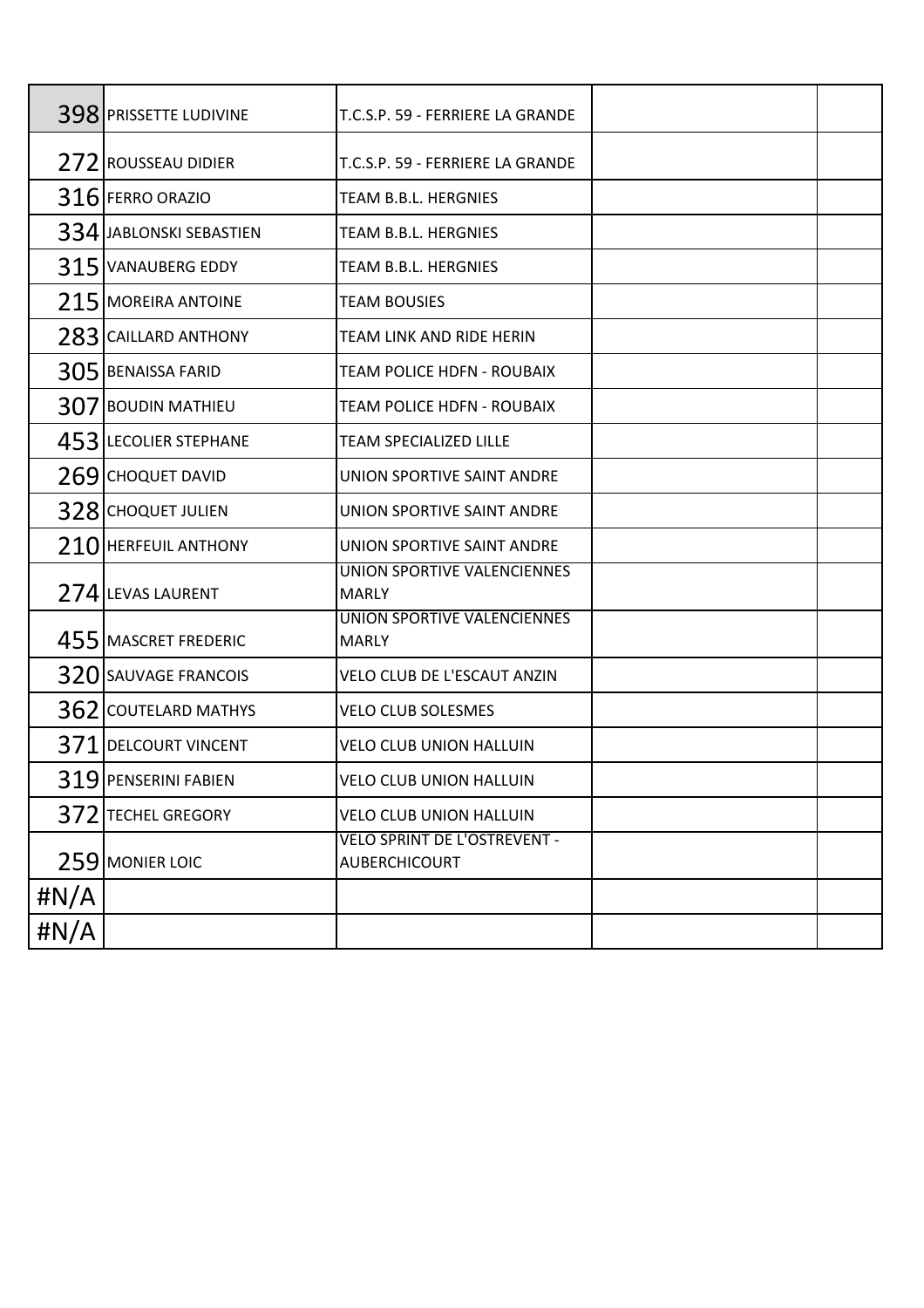| | | | | |
|---|---|---|---|---|
| 398 | PRISSETTE LUDIVINE | T.C.S.P. 59 - FERRIERE LA GRANDE | | |
| 272 | ROUSSEAU DIDIER | T.C.S.P. 59 - FERRIERE LA GRANDE | | |
| 316 | FERRO ORAZIO | TEAM B.B.L. HERGNIES | | |
| 334 | JABLONSKI SEBASTIEN | TEAM B.B.L. HERGNIES | | |
| 315 | VANAUBERG EDDY | TEAM B.B.L. HERGNIES | | |
| 215 | MOREIRA ANTOINE | TEAM BOUSIES | | |
| 283 | CAILLARD ANTHONY | TEAM LINK AND RIDE HERIN | | |
| 305 | BENAISSA FARID | TEAM POLICE HDFN - ROUBAIX | | |
| 307 | BOUDIN MATHIEU | TEAM POLICE HDFN - ROUBAIX | | |
| 453 | LECOLIER STEPHANE | TEAM SPECIALIZED LILLE | | |
| 269 | CHOQUET DAVID | UNION SPORTIVE SAINT ANDRE | | |
| 328 | CHOQUET JULIEN | UNION SPORTIVE SAINT ANDRE | | |
| 210 | HERFEUIL ANTHONY | UNION SPORTIVE SAINT ANDRE | | |
| 274 | LEVAS LAURENT | UNION SPORTIVE VALENCIENNES MARLY | | |
| 455 | MASCRET FREDERIC | UNION SPORTIVE VALENCIENNES MARLY | | |
| 320 | SAUVAGE FRANCOIS | VELO CLUB DE L'ESCAUT ANZIN | | |
| 362 | COUTELARD MATHYS | VELO CLUB SOLESMES | | |
| 371 | DELCOURT VINCENT | VELO CLUB UNION HALLUIN | | |
| 319 | PENSERINI FABIEN | VELO CLUB UNION HALLUIN | | |
| 372 | TECHEL GREGORY | VELO CLUB UNION HALLUIN | | |
| 259 | MONIER LOIC | VELO SPRINT DE L'OSTREVENT - AUBERCHICOURT | | |
| #N/A | | | | |
| #N/A | | | | |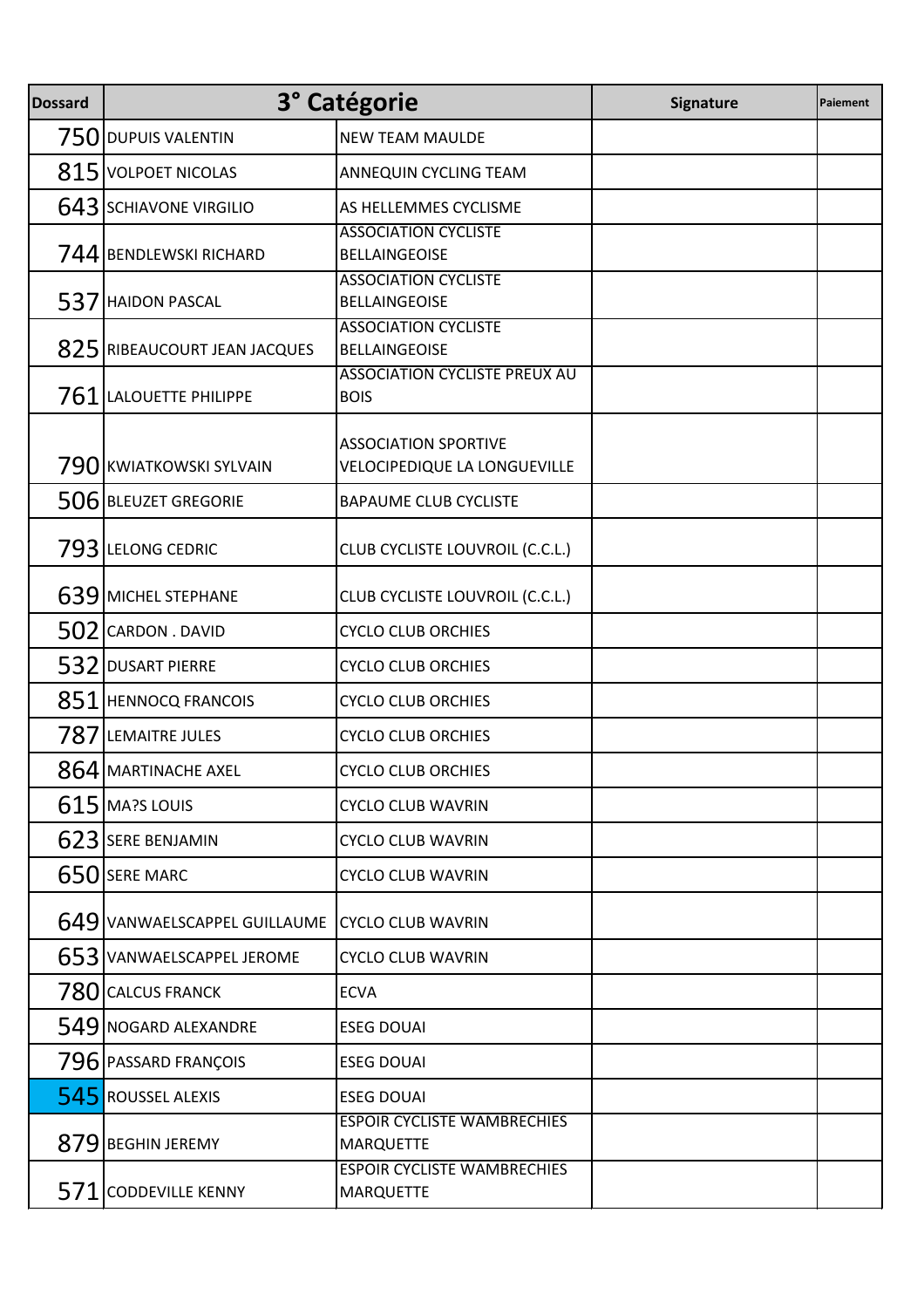| Dossard | 3° Catégorie | | Signature | Paiement |
|---|---|---|---|---|
| 750 | DUPUIS VALENTIN | NEW TEAM MAULDE | | |
| 815 | VOLPOET NICOLAS | ANNEQUIN CYCLING TEAM | | |
| 643 | SCHIAVONE VIRGILIO | AS HELLEMMES CYCLISME | | |
| 744 | BENDLEWSKI RICHARD | ASSOCIATION CYCLISTE BELLAINGEOISE | | |
| 537 | HAIDON PASCAL | ASSOCIATION CYCLISTE BELLAINGEOISE | | |
| 825 | RIBEAUCOURT JEAN JACQUES | ASSOCIATION CYCLISTE BELLAINGEOISE | | |
| 761 | LALOUETTE PHILIPPE | ASSOCIATION CYCLISTE PREUX AU BOIS | | |
| 790 | KWIATKOWSKI SYLVAIN | ASSOCIATION SPORTIVE VELOCIPEDIQUE LA LONGUEVILLE | | |
| 506 | BLEUZET GREGORIE | BAPAUME CLUB CYCLISTE | | |
| 793 | LELONG CEDRIC | CLUB CYCLISTE LOUVROIL (C.C.L.) | | |
| 639 | MICHEL STEPHANE | CLUB CYCLISTE LOUVROIL (C.C.L.) | | |
| 502 | CARDON . DAVID | CYCLO CLUB ORCHIES | | |
| 532 | DUSART PIERRE | CYCLO CLUB ORCHIES | | |
| 851 | HENNOCQ FRANCOIS | CYCLO CLUB ORCHIES | | |
| 787 | LEMAITRE JULES | CYCLO CLUB ORCHIES | | |
| 864 | MARTINACHE AXEL | CYCLO CLUB ORCHIES | | |
| 615 | MA?S LOUIS | CYCLO CLUB WAVRIN | | |
| 623 | SERE BENJAMIN | CYCLO CLUB WAVRIN | | |
| 650 | SERE MARC | CYCLO CLUB WAVRIN | | |
| 649 | VANWAELSCAPPEL GUILLAUME | CYCLO CLUB WAVRIN | | |
| 653 | VANWAELSCAPPEL JEROME | CYCLO CLUB WAVRIN | | |
| 780 | CALCUS FRANCK | ECVA | | |
| 549 | NOGARD ALEXANDRE | ESEG DOUAI | | |
| 796 | PASSARD FRANÇOIS | ESEG DOUAI | | |
| 545 | ROUSSEL ALEXIS | ESEG DOUAI | | |
| 879 | BEGHIN JEREMY | ESPOIR CYCLISTE WAMBRECHIES MARQUETTE | | |
| 571 | CODDEVILLE KENNY | ESPOIR CYCLISTE WAMBRECHIES MARQUETTE | | |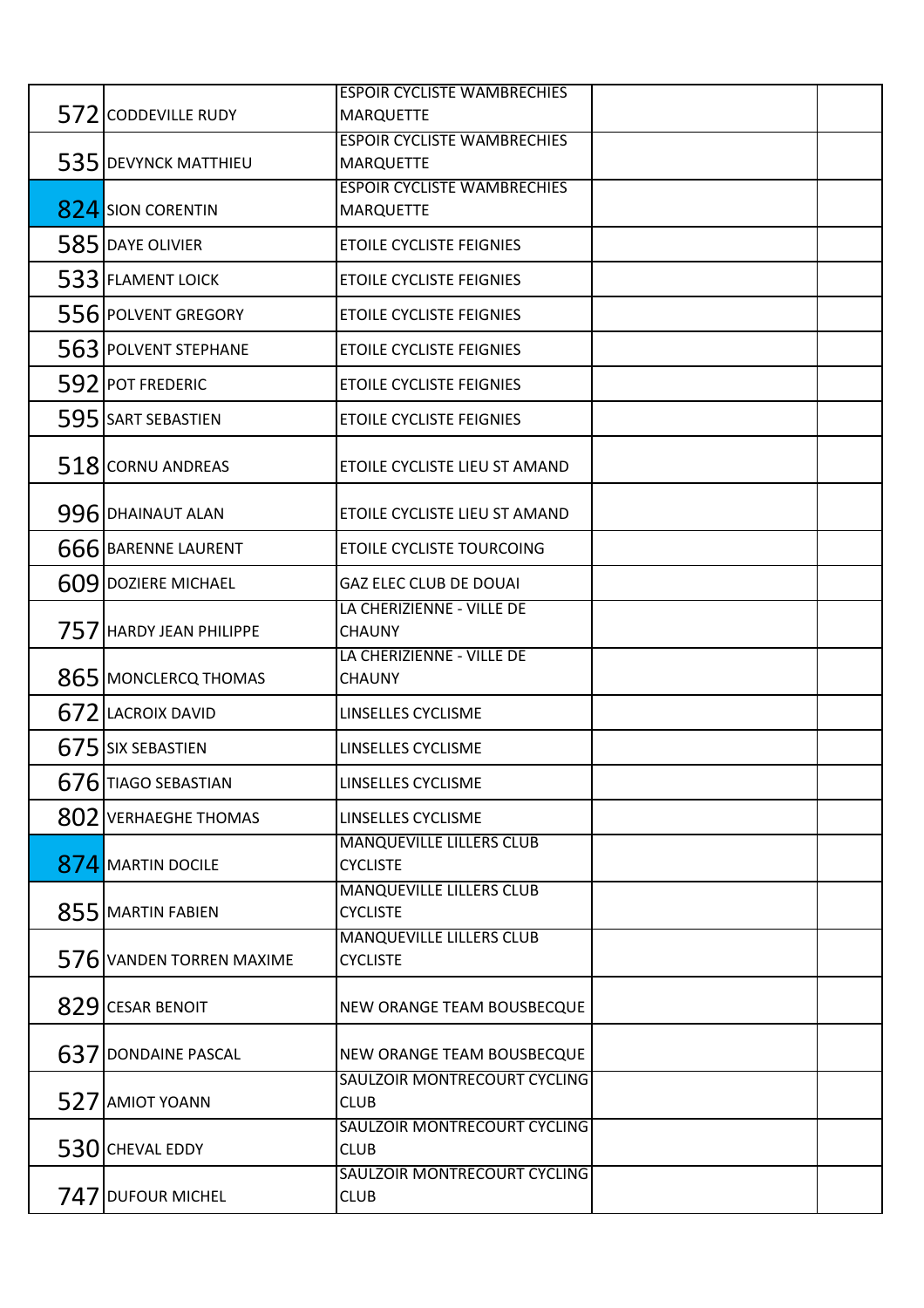| 572 | CODDEVILLE RUDY | ESPOIR CYCLISTE WAMBRECHIES MARQUETTE | | |
|---|---|---|---|---|
| 535 | DEVYNCK MATTHIEU | ESPOIR CYCLISTE WAMBRECHIES MARQUETTE | | |
| 824 | SION CORENTIN | ESPOIR CYCLISTE WAMBRECHIES MARQUETTE | | |
| 585 | DAYE OLIVIER | ETOILE CYCLISTE FEIGNIES | | |
| 533 | FLAMENT LOICK | ETOILE CYCLISTE FEIGNIES | | |
| 556 | POLVENT GREGORY | ETOILE CYCLISTE FEIGNIES | | |
| 563 | POLVENT STEPHANE | ETOILE CYCLISTE FEIGNIES | | |
| 592 | POT FREDERIC | ETOILE CYCLISTE FEIGNIES | | |
| 595 | SART SEBASTIEN | ETOILE CYCLISTE FEIGNIES | | |
| 518 | CORNU ANDREAS | ETOILE CYCLISTE LIEU ST AMAND | | |
| 996 | DHAINAUT ALAN | ETOILE CYCLISTE LIEU ST AMAND | | |
| 666 | BARENNE LAURENT | ETOILE CYCLISTE TOURCOING | | |
| 609 | DOZIERE MICHAEL | GAZ ELEC CLUB DE DOUAI | | |
| 757 | HARDY JEAN PHILIPPE | LA CHERIZIENNE - VILLE DE CHAUNY | | |
| 865 | MONCLERCQ THOMAS | LA CHERIZIENNE - VILLE DE CHAUNY | | |
| 672 | LACROIX DAVID | LINSELLES CYCLISME | | |
| 675 | SIX SEBASTIEN | LINSELLES CYCLISME | | |
| 676 | TIAGO SEBASTIAN | LINSELLES CYCLISME | | |
| 802 | VERHAEGHE THOMAS | LINSELLES CYCLISME | | |
| 874 | MARTIN DOCILE | MANQUEVILLE LILLERS CLUB CYCLISTE | | |
| 855 | MARTIN FABIEN | MANQUEVILLE LILLERS CLUB CYCLISTE | | |
| 576 | VANDEN TORREN MAXIME | MANQUEVILLE LILLERS CLUB CYCLISTE | | |
| 829 | CESAR BENOIT | NEW ORANGE TEAM BOUSBECQUE | | |
| 637 | DONDAINE PASCAL | NEW ORANGE TEAM BOUSBECQUE | | |
| 527 | AMIOT YOANN | SAULZOIR MONTRECOURT CYCLING CLUB | | |
| 530 | CHEVAL EDDY | SAULZOIR MONTRECOURT CYCLING CLUB | | |
| 747 | DUFOUR MICHEL | SAULZOIR MONTRECOURT CYCLING CLUB | | |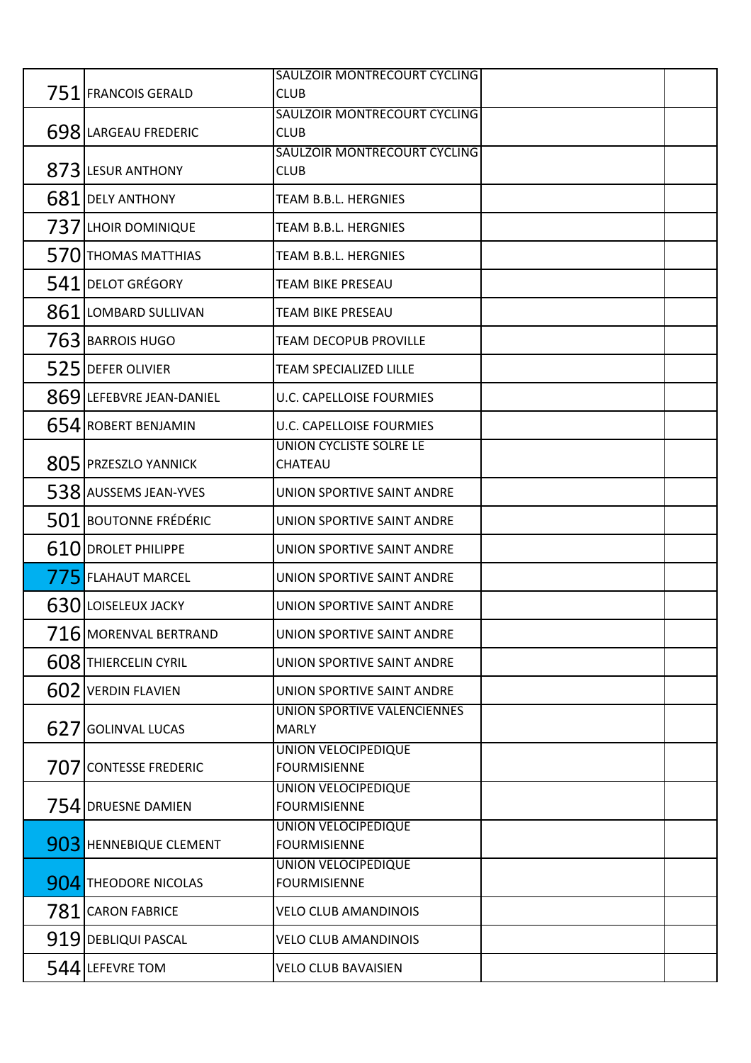| | | | | |
|---|---|---|---|---|
| 751 | FRANCOIS GERALD | SAULZOIR MONTRECOURT CYCLING CLUB | | |
| 698 | LARGEAU FREDERIC | SAULZOIR MONTRECOURT CYCLING CLUB | | |
| 873 | LESUR ANTHONY | SAULZOIR MONTRECOURT CYCLING CLUB | | |
| 681 | DELY ANTHONY | TEAM B.B.L. HERGNIES | | |
| 737 | LHOIR DOMINIQUE | TEAM B.B.L. HERGNIES | | |
| 570 | THOMAS MATTHIAS | TEAM B.B.L. HERGNIES | | |
| 541 | DELOT GRÉGORY | TEAM BIKE PRESEAU | | |
| 861 | LOMBARD SULLIVAN | TEAM BIKE PRESEAU | | |
| 763 | BARROIS HUGO | TEAM DECOPUB PROVILLE | | |
| 525 | DEFER OLIVIER | TEAM SPECIALIZED LILLE | | |
| 869 | LEFEBVRE JEAN-DANIEL | U.C. CAPELLOISE FOURMIES | | |
| 654 | ROBERT BENJAMIN | U.C. CAPELLOISE FOURMIES | | |
| 805 | PRZESZLO YANNICK | UNION CYCLISTE SOLRE LE CHATEAU | | |
| 538 | AUSSEMS JEAN-YVES | UNION SPORTIVE SAINT ANDRE | | |
| 501 | BOUTONNE FRÉDÉRIC | UNION SPORTIVE SAINT ANDRE | | |
| 610 | DROLET PHILIPPE | UNION SPORTIVE SAINT ANDRE | | |
| 775 | FLAHAUT MARCEL | UNION SPORTIVE SAINT ANDRE | | |
| 630 | LOISELEUX JACKY | UNION SPORTIVE SAINT ANDRE | | |
| 716 | MORENVAL BERTRAND | UNION SPORTIVE SAINT ANDRE | | |
| 608 | THIERCELIN CYRIL | UNION SPORTIVE SAINT ANDRE | | |
| 602 | VERDIN FLAVIEN | UNION SPORTIVE SAINT ANDRE | | |
| 627 | GOLINVAL LUCAS | UNION SPORTIVE VALENCIENNES MARLY | | |
| 707 | CONTESSE FREDERIC | UNION VELOCIPEDIQUE FOURMISIENNE | | |
| 754 | DRUESNE DAMIEN | UNION VELOCIPEDIQUE FOURMISIENNE | | |
| 903 | HENNEBIQUE CLEMENT | UNION VELOCIPEDIQUE FOURMISIENNE | | |
| 904 | THEODORE NICOLAS | UNION VELOCIPEDIQUE FOURMISIENNE | | |
| 781 | CARON FABRICE | VELO CLUB AMANDINOIS | | |
| 919 | DEBLIQUI PASCAL | VELO CLUB AMANDINOIS | | |
| 544 | LEFEVRE TOM | VELO CLUB BAVAISIEN | | |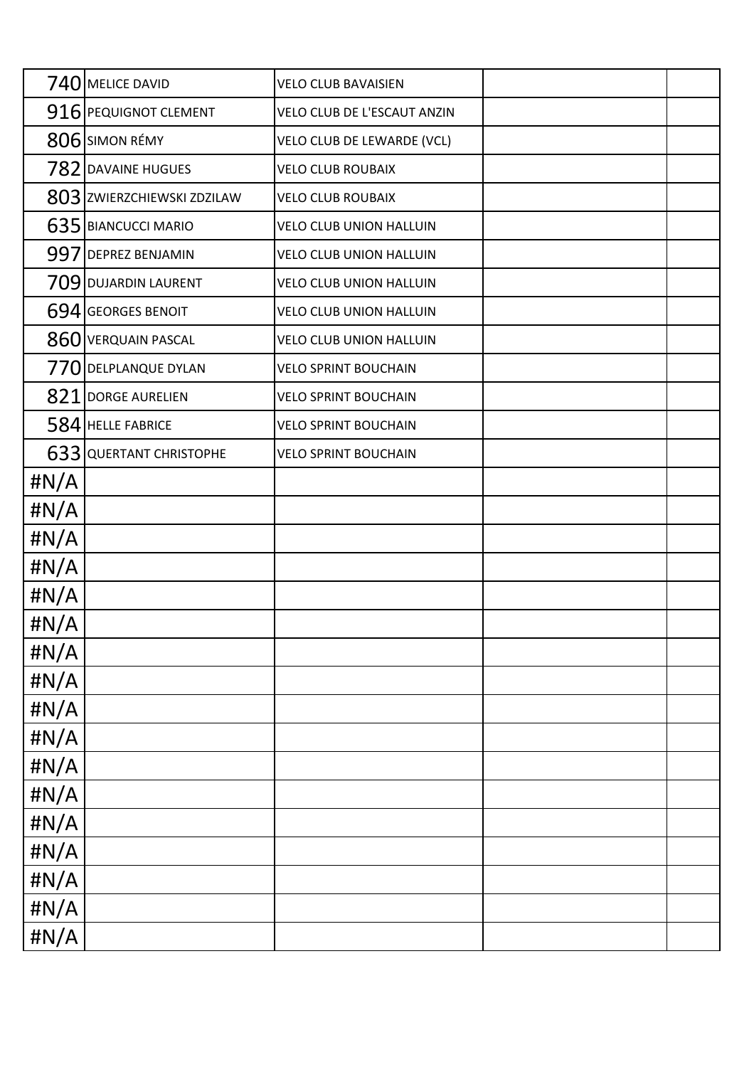| 740 | MELICE DAVID | VELO CLUB BAVAISIEN | | |
|---|---|---|---|---|
| 916 | PEQUIGNOT CLEMENT | VELO CLUB DE L'ESCAUT ANZIN | | |
| 806 | SIMON RÉMY | VELO CLUB DE LEWARDE (VCL) | | |
| 782 | DAVAINE HUGUES | VELO CLUB ROUBAIX | | |
| 803 | ZWIERZCHIEWSKI ZDZILAW | VELO CLUB ROUBAIX | | |
| 635 | BIANCUCCI MARIO | VELO CLUB UNION HALLUIN | | |
| 997 | DEPREZ BENJAMIN | VELO CLUB UNION HALLUIN | | |
| 709 | DUJARDIN LAURENT | VELO CLUB UNION HALLUIN | | |
| 694 | GEORGES BENOIT | VELO CLUB UNION HALLUIN | | |
| 860 | VERQUAIN PASCAL | VELO CLUB UNION HALLUIN | | |
| 770 | DELPLANQUE DYLAN | VELO SPRINT BOUCHAIN | | |
| 821 | DORGE AURELIEN | VELO SPRINT BOUCHAIN | | |
| 584 | HELLE FABRICE | VELO SPRINT BOUCHAIN | | |
| 633 | QUERTANT CHRISTOPHE | VELO SPRINT BOUCHAIN | | |
| #N/A | | | | |
| #N/A | | | | |
| #N/A | | | | |
| #N/A | | | | |
| #N/A | | | | |
| #N/A | | | | |
| #N/A | | | | |
| #N/A | | | | |
| #N/A | | | | |
| #N/A | | | | |
| #N/A | | | | |
| #N/A | | | | |
| #N/A | | | | |
| #N/A | | | | |
| #N/A | | | | |
| #N/A | | | | |
| #N/A | | | | |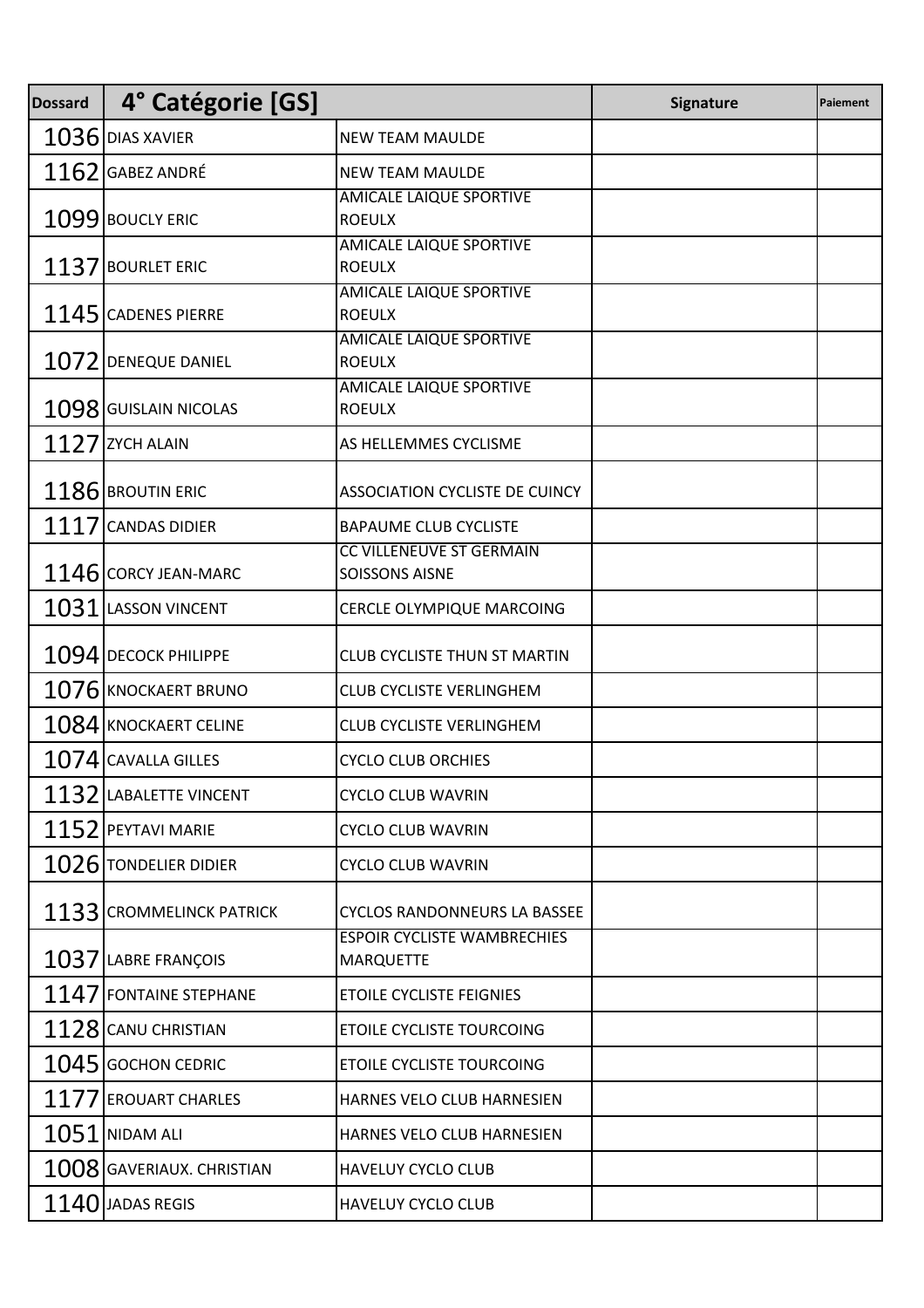| Dossard | 4° Catégorie [GS] | | Signature | Paiement |
|---|---|---|---|---|
| 1036 | DIAS XAVIER | NEW TEAM MAULDE | | |
| 1162 | GABEZ ANDRÉ | NEW TEAM MAULDE | | |
| 1099 | BOUCLY ERIC | AMICALE LAIQUE SPORTIVE ROEULX | | |
| 1137 | BOURLET ERIC | AMICALE LAIQUE SPORTIVE ROEULX | | |
| 1145 | CADENES PIERRE | AMICALE LAIQUE SPORTIVE ROEULX | | |
| 1072 | DENEQUE DANIEL | AMICALE LAIQUE SPORTIVE ROEULX | | |
| 1098 | GUISLAIN NICOLAS | AMICALE LAIQUE SPORTIVE ROEULX | | |
| 1127 | ZYCH ALAIN | AS HELLEMMES CYCLISME | | |
| 1186 | BROUTIN ERIC | ASSOCIATION CYCLISTE DE CUINCY | | |
| 1117 | CANDAS DIDIER | BAPAUME CLUB CYCLISTE | | |
| 1146 | CORCY JEAN-MARC | CC VILLENEUVE ST GERMAIN SOISSONS AISNE | | |
| 1031 | LASSON VINCENT | CERCLE OLYMPIQUE MARCOING | | |
| 1094 | DECOCK PHILIPPE | CLUB CYCLISTE THUN ST MARTIN | | |
| 1076 | KNOCKAERT BRUNO | CLUB CYCLISTE VERLINGHEM | | |
| 1084 | KNOCKAERT CELINE | CLUB CYCLISTE VERLINGHEM | | |
| 1074 | CAVALLA GILLES | CYCLO CLUB ORCHIES | | |
| 1132 | LABALETTE VINCENT | CYCLO CLUB WAVRIN | | |
| 1152 | PEYTAVI MARIE | CYCLO CLUB WAVRIN | | |
| 1026 | TONDELIER DIDIER | CYCLO CLUB WAVRIN | | |
| 1133 | CROMMELINCK PATRICK | CYCLOS RANDONNEURS LA BASSEE | | |
| 1037 | LABRE FRANÇOIS | ESPOIR CYCLISTE WAMBRECHIES MARQUETTE | | |
| 1147 | FONTAINE STEPHANE | ETOILE CYCLISTE FEIGNIES | | |
| 1128 | CANU CHRISTIAN | ETOILE CYCLISTE TOURCOING | | |
| 1045 | GOCHON CEDRIC | ETOILE CYCLISTE TOURCOING | | |
| 1177 | EROUART CHARLES | HARNES VELO CLUB HARNESIEN | | |
| 1051 | NIDAM ALI | HARNES VELO CLUB HARNESIEN | | |
| 1008 | GAVERIAUX. CHRISTIAN | HAVELUY CYCLO CLUB | | |
| 1140 | JADAS REGIS | HAVELUY CYCLO CLUB | | |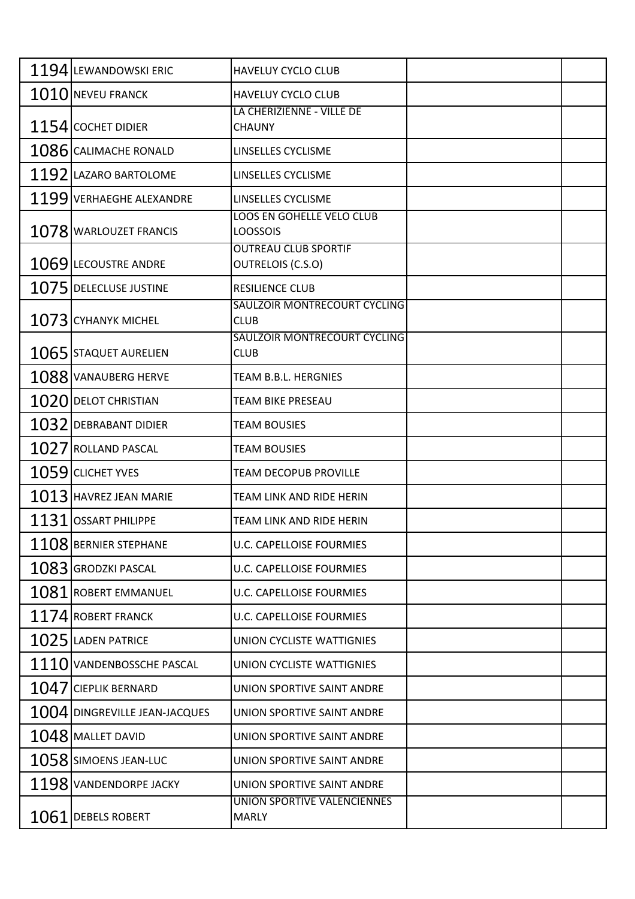| | | | | |
|---|---|---|---|---|
| 1194 | LEWANDOWSKI ERIC | HAVELUY CYCLO CLUB | | |
| 1010 | NEVEU FRANCK | HAVELUY CYCLO CLUB | | |
| 1154 | COCHET DIDIER | LA CHERIZIENNE - VILLE DE CHAUNY | | |
| 1086 | CALIMACHE RONALD | LINSELLES CYCLISME | | |
| 1192 | LAZARO BARTOLOME | LINSELLES CYCLISME | | |
| 1199 | VERHAEGHE ALEXANDRE | LINSELLES CYCLISME | | |
| 1078 | WARLOUZET FRANCIS | LOOS EN GOHELLE VELO CLUB LOOSSOIS | | |
| 1069 | LECOUSTRE ANDRE | OUTREAU CLUB SPORTIF OUTRELOIS (C.S.O) | | |
| 1075 | DELECLUSE JUSTINE | RESILIENCE CLUB | | |
| 1073 | CYHANYK MICHEL | SAULZOIR MONTRECOURT CYCLING CLUB | | |
| 1065 | STAQUET AURELIEN | SAULZOIR MONTRECOURT CYCLING CLUB | | |
| 1088 | VANAUBERG HERVE | TEAM B.B.L. HERGNIES | | |
| 1020 | DELOT CHRISTIAN | TEAM BIKE PRESEAU | | |
| 1032 | DEBRABANT DIDIER | TEAM BOUSIES | | |
| 1027 | ROLLAND PASCAL | TEAM BOUSIES | | |
| 1059 | CLICHET YVES | TEAM DECOPUB PROVILLE | | |
| 1013 | HAVREZ JEAN MARIE | TEAM LINK AND RIDE HERIN | | |
| 1131 | OSSART PHILIPPE | TEAM LINK AND RIDE HERIN | | |
| 1108 | BERNIER STEPHANE | U.C. CAPELLOISE FOURMIES | | |
| 1083 | GRODZKI PASCAL | U.C. CAPELLOISE FOURMIES | | |
| 1081 | ROBERT EMMANUEL | U.C. CAPELLOISE FOURMIES | | |
| 1174 | ROBERT FRANCK | U.C. CAPELLOISE FOURMIES | | |
| 1025 | LADEN PATRICE | UNION CYCLISTE WATTIGNIES | | |
| 1110 | VANDENBOSSCHE PASCAL | UNION CYCLISTE WATTIGNIES | | |
| 1047 | CIEPLIK BERNARD | UNION SPORTIVE SAINT ANDRE | | |
| 1004 | DINGREVILLE JEAN-JACQUES | UNION SPORTIVE SAINT ANDRE | | |
| 1048 | MALLET DAVID | UNION SPORTIVE SAINT ANDRE | | |
| 1058 | SIMOENS JEAN-LUC | UNION SPORTIVE SAINT ANDRE | | |
| 1198 | VANDENDORPE JACKY | UNION SPORTIVE SAINT ANDRE | | |
| 1061 | DEBELS ROBERT | UNION SPORTIVE VALENCIENNES MARLY | | |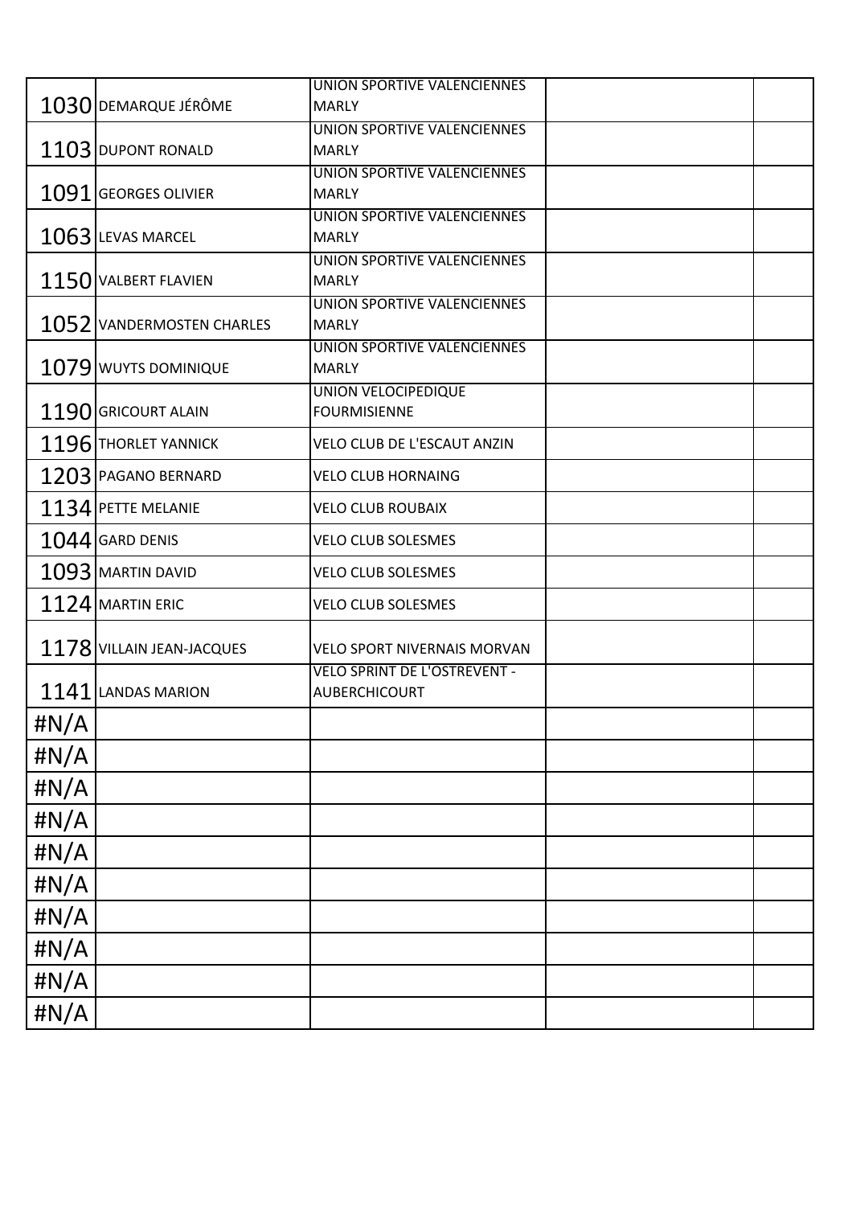| | | | | |
|---|---|---|---|---|
| 1030 | DEMARQUE JÉRÔME | UNION SPORTIVE VALENCIENNES MARLY | | |
| 1103 | DUPONT RONALD | UNION SPORTIVE VALENCIENNES MARLY | | |
| 1091 | GEORGES OLIVIER | UNION SPORTIVE VALENCIENNES MARLY | | |
| 1063 | LEVAS MARCEL | UNION SPORTIVE VALENCIENNES MARLY | | |
| 1150 | VALBERT FLAVIEN | UNION SPORTIVE VALENCIENNES MARLY | | |
| 1052 | VANDERMOSTEN CHARLES | UNION SPORTIVE VALENCIENNES MARLY | | |
| 1079 | WUYTS DOMINIQUE | UNION SPORTIVE VALENCIENNES MARLY | | |
| 1190 | GRICOURT ALAIN | UNION VELOCIPEDIQUE FOURMISIENNE | | |
| 1196 | THORLET YANNICK | VELO CLUB DE L'ESCAUT ANZIN | | |
| 1203 | PAGANO BERNARD | VELO CLUB HORNAING | | |
| 1134 | PETTE MELANIE | VELO CLUB ROUBAIX | | |
| 1044 | GARD DENIS | VELO CLUB SOLESMES | | |
| 1093 | MARTIN DAVID | VELO CLUB SOLESMES | | |
| 1124 | MARTIN ERIC | VELO CLUB SOLESMES | | |
| 1178 | VILLAIN JEAN-JACQUES | VELO SPORT NIVERNAIS MORVAN | | |
| 1141 | LANDAS MARION | VELO SPRINT DE L'OSTREVENT - AUBERCHICOURT | | |
| #N/A | | | | |
| #N/A | | | | |
| #N/A | | | | |
| #N/A | | | | |
| #N/A | | | | |
| #N/A | | | | |
| #N/A | | | | |
| #N/A | | | | |
| #N/A | | | | |
| #N/A | | | | |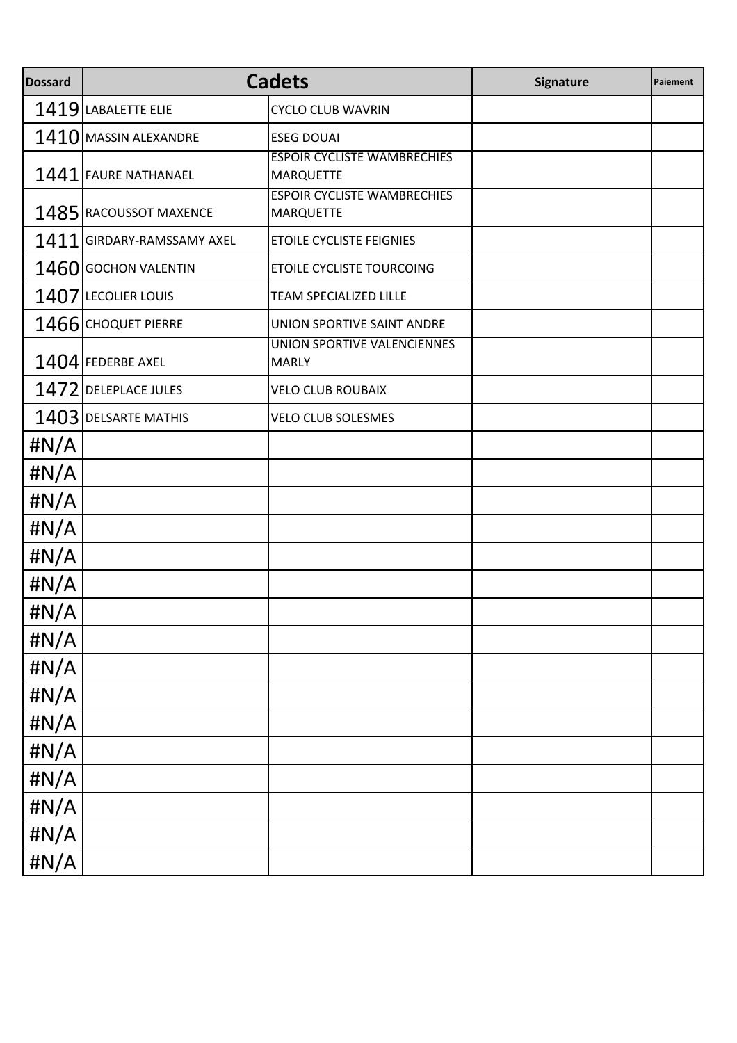| Dossard | Cadets | | Signature | Paiement |
|---|---|---|---|---|
| 1419 | LABALETTE ELIE | CYCLO CLUB WAVRIN | | |
| 1410 | MASSIN ALEXANDRE | ESEG DOUAI | | |
| 1441 | FAURE NATHANAEL | ESPOIR CYCLISTE WAMBRECHIES MARQUETTE | | |
| 1485 | RACOUSSOT MAXENCE | ESPOIR CYCLISTE WAMBRECHIES MARQUETTE | | |
| 1411 | GIRDARY-RAMSSAMY AXEL | ETOILE CYCLISTE FEIGNIES | | |
| 1460 | GOCHON VALENTIN | ETOILE CYCLISTE TOURCOING | | |
| 1407 | LECOLIER LOUIS | TEAM SPECIALIZED LILLE | | |
| 1466 | CHOQUET PIERRE | UNION SPORTIVE SAINT ANDRE | | |
| 1404 | FEDERBE AXEL | UNION SPORTIVE VALENCIENNES MARLY | | |
| 1472 | DELEPLACE JULES | VELO CLUB ROUBAIX | | |
| 1403 | DELSARTE MATHIS | VELO CLUB SOLESMES | | |
| #N/A | | | | |
| #N/A | | | | |
| #N/A | | | | |
| #N/A | | | | |
| #N/A | | | | |
| #N/A | | | | |
| #N/A | | | | |
| #N/A | | | | |
| #N/A | | | | |
| #N/A | | | | |
| #N/A | | | | |
| #N/A | | | | |
| #N/A | | | | |
| #N/A | | | | |
| #N/A | | | | |
| #N/A | | | | |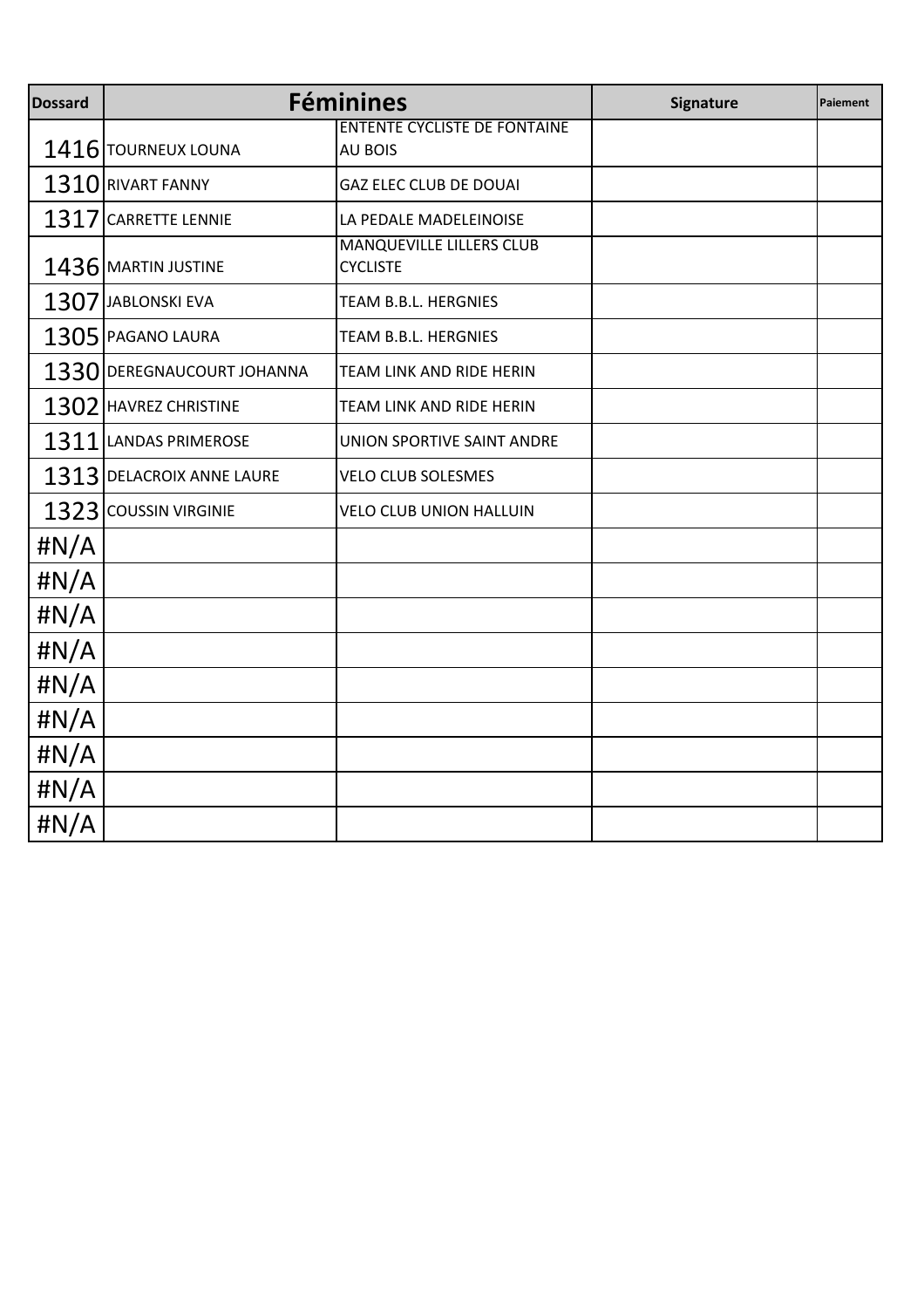| Dossard | Féminines | | Signature | Paiement |
|---|---|---|---|---|
| 1416 | TOURNEUX LOUNA | ENTENTE CYCLISTE DE FONTAINE AU BOIS | | |
| 1310 | RIVART FANNY | GAZ ELEC CLUB DE DOUAI | | |
| 1317 | CARRETTE LENNIE | LA PEDALE MADELEINOISE | | |
| 1436 | MARTIN JUSTINE | MANQUEVILLE LILLERS CLUB CYCLISTE | | |
| 1307 | JABLONSKI EVA | TEAM B.B.L. HERGNIES | | |
| 1305 | PAGANO LAURA | TEAM B.B.L. HERGNIES | | |
| 1330 | DEREGNAUCOURT JOHANNA | TEAM LINK AND RIDE HERIN | | |
| 1302 | HAVREZ CHRISTINE | TEAM LINK AND RIDE HERIN | | |
| 1311 | LANDAS PRIMEROSE | UNION SPORTIVE SAINT ANDRE | | |
| 1313 | DELACROIX ANNE LAURE | VELO CLUB SOLESMES | | |
| 1323 | COUSSIN VIRGINIE | VELO CLUB UNION HALLUIN | | |
| #N/A | | | | |
| #N/A | | | | |
| #N/A | | | | |
| #N/A | | | | |
| #N/A | | | | |
| #N/A | | | | |
| #N/A | | | | |
| #N/A | | | | |
| #N/A | | | | |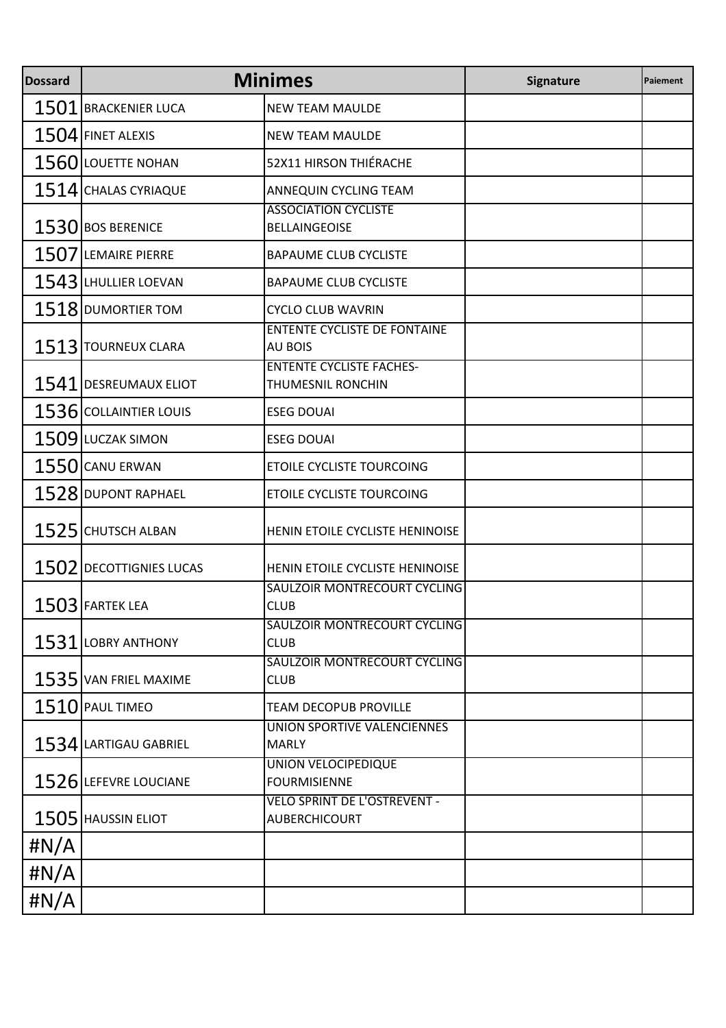| Dossard | Minimes | | Signature | Paiement |
|---|---|---|---|---|
| 1501 | BRACKENIER LUCA | NEW TEAM MAULDE | | |
| 1504 | FINET ALEXIS | NEW TEAM MAULDE | | |
| 1560 | LOUETTE NOHAN | 52X11 HIRSON THIÉRACHE | | |
| 1514 | CHALAS CYRIAQUE | ANNEQUIN CYCLING TEAM | | |
| 1530 | BOS BERENICE | ASSOCIATION CYCLISTE BELLAINGEOISE | | |
| 1507 | LEMAIRE PIERRE | BAPAUME CLUB CYCLISTE | | |
| 1543 | LHULLIER LOEVAN | BAPAUME CLUB CYCLISTE | | |
| 1518 | DUMORTIER TOM | CYCLO CLUB WAVRIN | | |
| 1513 | TOURNEUX CLARA | ENTENTE CYCLISTE DE FONTAINE AU BOIS | | |
| 1541 | DESREUMAUX ELIOT | ENTENTE CYCLISTE FACHES-THUMESNIL RONCHIN | | |
| 1536 | COLLAINTIER LOUIS | ESEG DOUAI | | |
| 1509 | LUCZAK SIMON | ESEG DOUAI | | |
| 1550 | CANU ERWAN | ETOILE CYCLISTE TOURCOING | | |
| 1528 | DUPONT RAPHAEL | ETOILE CYCLISTE TOURCOING | | |
| 1525 | CHUTSCH ALBAN | HENIN ETOILE CYCLISTE HENINOISE | | |
| 1502 | DECOTTIGNIES LUCAS | HENIN ETOILE CYCLISTE HENINOISE | | |
| 1503 | FARTEK LEA | SAULZOIR MONTRECOURT CYCLING CLUB | | |
| 1531 | LOBRY ANTHONY | SAULZOIR MONTRECOURT CYCLING CLUB | | |
| 1535 | VAN FRIEL MAXIME | SAULZOIR MONTRECOURT CYCLING CLUB | | |
| 1510 | PAUL TIMEO | TEAM DECOPUB PROVILLE | | |
| 1534 | LARTIGAU GABRIEL | UNION SPORTIVE VALENCIENNES MARLY | | |
| 1526 | LEFEVRE LOUCIANE | UNION VELOCIPEDIQUE FOURMISIENNE | | |
| 1505 | HAUSSIN ELIOT | VELO SPRINT DE L'OSTREVENT - AUBERCHICOURT | | |
| #N/A | | | | |
| #N/A | | | | |
| #N/A | | | | |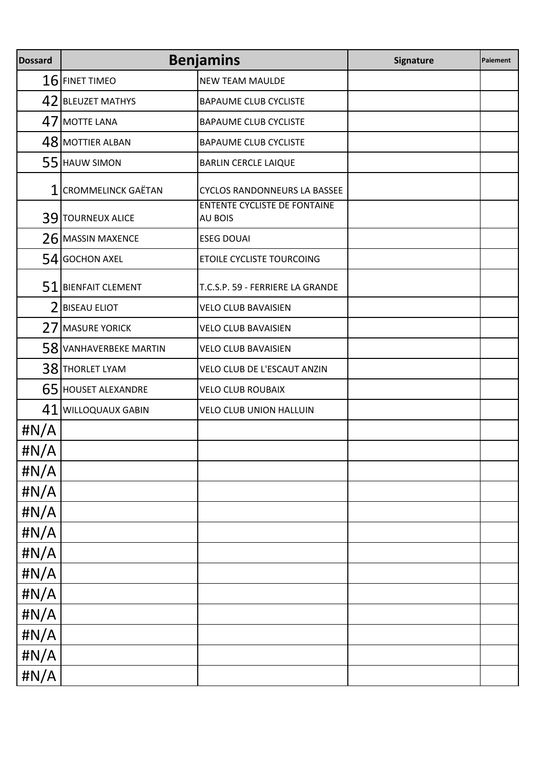| Dossard | Benjamins | | Signature | Paiement |
|---|---|---|---|---|
| 16 | FINET TIMEO | NEW TEAM MAULDE | | |
| 42 | BLEUZET MATHYS | BAPAUME CLUB CYCLISTE | | |
| 47 | MOTTE LANA | BAPAUME CLUB CYCLISTE | | |
| 48 | MOTTIER ALBAN | BAPAUME CLUB CYCLISTE | | |
| 55 | HAUW SIMON | BARLIN CERCLE LAIQUE | | |
| 1 | CROMMELINCK GAËTAN | CYCLOS RANDONNEURS LA BASSEE | | |
| 39 | TOURNEUX ALICE | ENTENTE CYCLISTE DE FONTAINE AU BOIS | | |
| 26 | MASSIN MAXENCE | ESEG DOUAI | | |
| 54 | GOCHON AXEL | ETOILE CYCLISTE TOURCOING | | |
| 51 | BIENFAIT CLEMENT | T.C.S.P. 59 - FERRIERE LA GRANDE | | |
| 2 | BISEAU ELIOT | VELO CLUB BAVAISIEN | | |
| 27 | MASURE YORICK | VELO CLUB BAVAISIEN | | |
| 58 | VANHAVERBEKE MARTIN | VELO CLUB BAVAISIEN | | |
| 38 | THORLET LYAM | VELO CLUB DE L'ESCAUT ANZIN | | |
| 65 | HOUSET ALEXANDRE | VELO CLUB ROUBAIX | | |
| 41 | WILLOQUAUX GABIN | VELO CLUB UNION HALLUIN | | |
| #N/A | | | | |
| #N/A | | | | |
| #N/A | | | | |
| #N/A | | | | |
| #N/A | | | | |
| #N/A | | | | |
| #N/A | | | | |
| #N/A | | | | |
| #N/A | | | | |
| #N/A | | | | |
| #N/A | | | | |
| #N/A | | | | |
| #N/A | | | | |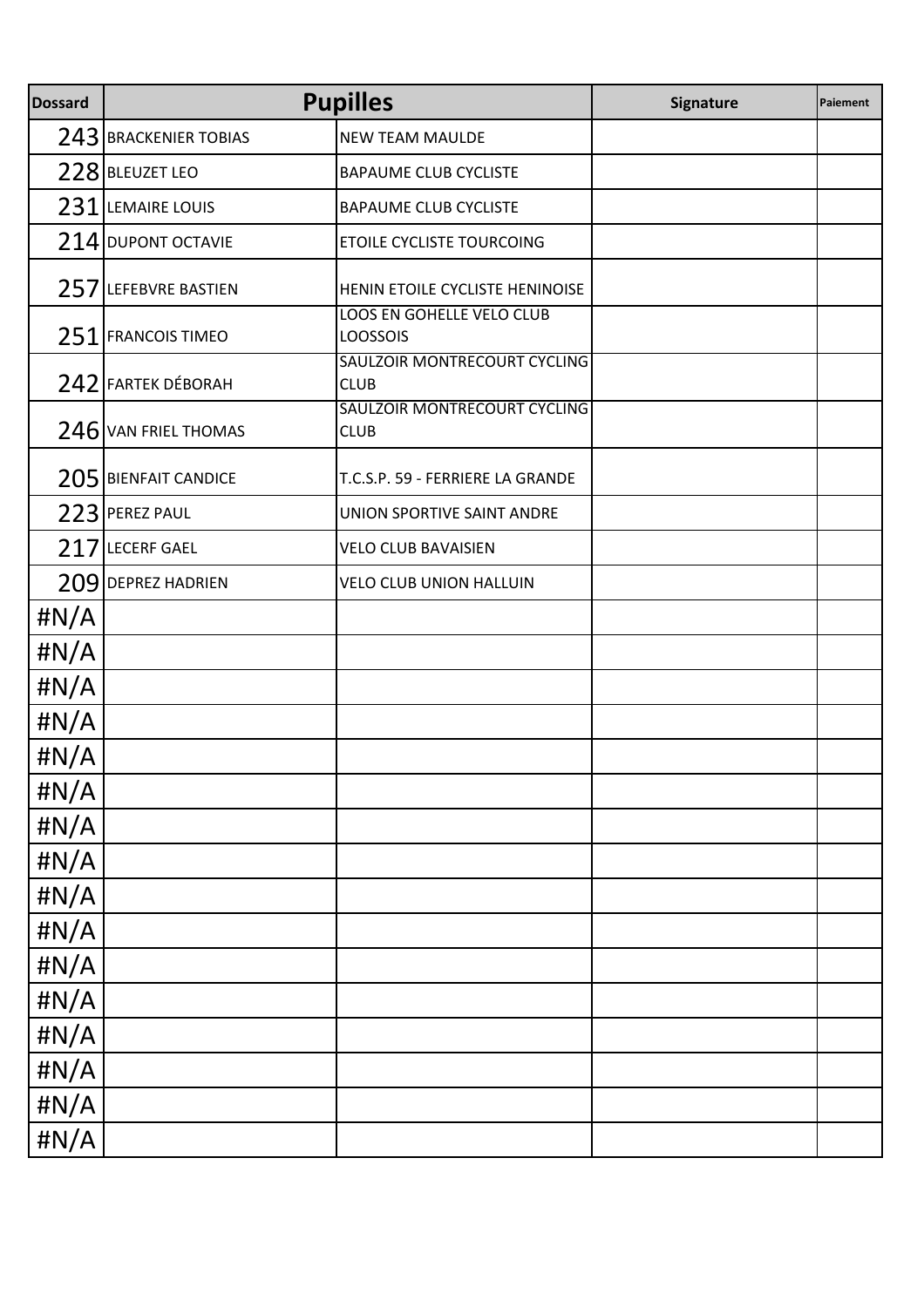| Dossard | Pupilles | | Signature | Paiement |
|---|---|---|---|---|
| 243 | BRACKENIER TOBIAS | NEW TEAM MAULDE | | |
| 228 | BLEUZET LEO | BAPAUME CLUB CYCLISTE | | |
| 231 | LEMAIRE LOUIS | BAPAUME CLUB CYCLISTE | | |
| 214 | DUPONT OCTAVIE | ETOILE CYCLISTE TOURCOING | | |
| 257 | LEFEBVRE BASTIEN | HENIN ETOILE CYCLISTE HENINOISE | | |
| 251 | FRANCOIS TIMEO | LOOS EN GOHELLE VELO CLUB LOOSSOIS | | |
| 242 | FARTEK DÉBORAH | SAULZOIR MONTRECOURT CYCLING CLUB | | |
| 246 | VAN FRIEL THOMAS | SAULZOIR MONTRECOURT CYCLING CLUB | | |
| 205 | BIENFAIT CANDICE | T.C.S.P. 59 - FERRIERE LA GRANDE | | |
| 223 | PEREZ PAUL | UNION SPORTIVE SAINT ANDRE | | |
| 217 | LECERF GAEL | VELO CLUB BAVAISIEN | | |
| 209 | DEPREZ HADRIEN | VELO CLUB UNION HALLUIN | | |
| #N/A | | | | |
| #N/A | | | | |
| #N/A | | | | |
| #N/A | | | | |
| #N/A | | | | |
| #N/A | | | | |
| #N/A | | | | |
| #N/A | | | | |
| #N/A | | | | |
| #N/A | | | | |
| #N/A | | | | |
| #N/A | | | | |
| #N/A | | | | |
| #N/A | | | | |
| #N/A | | | | |
| #N/A | | | | |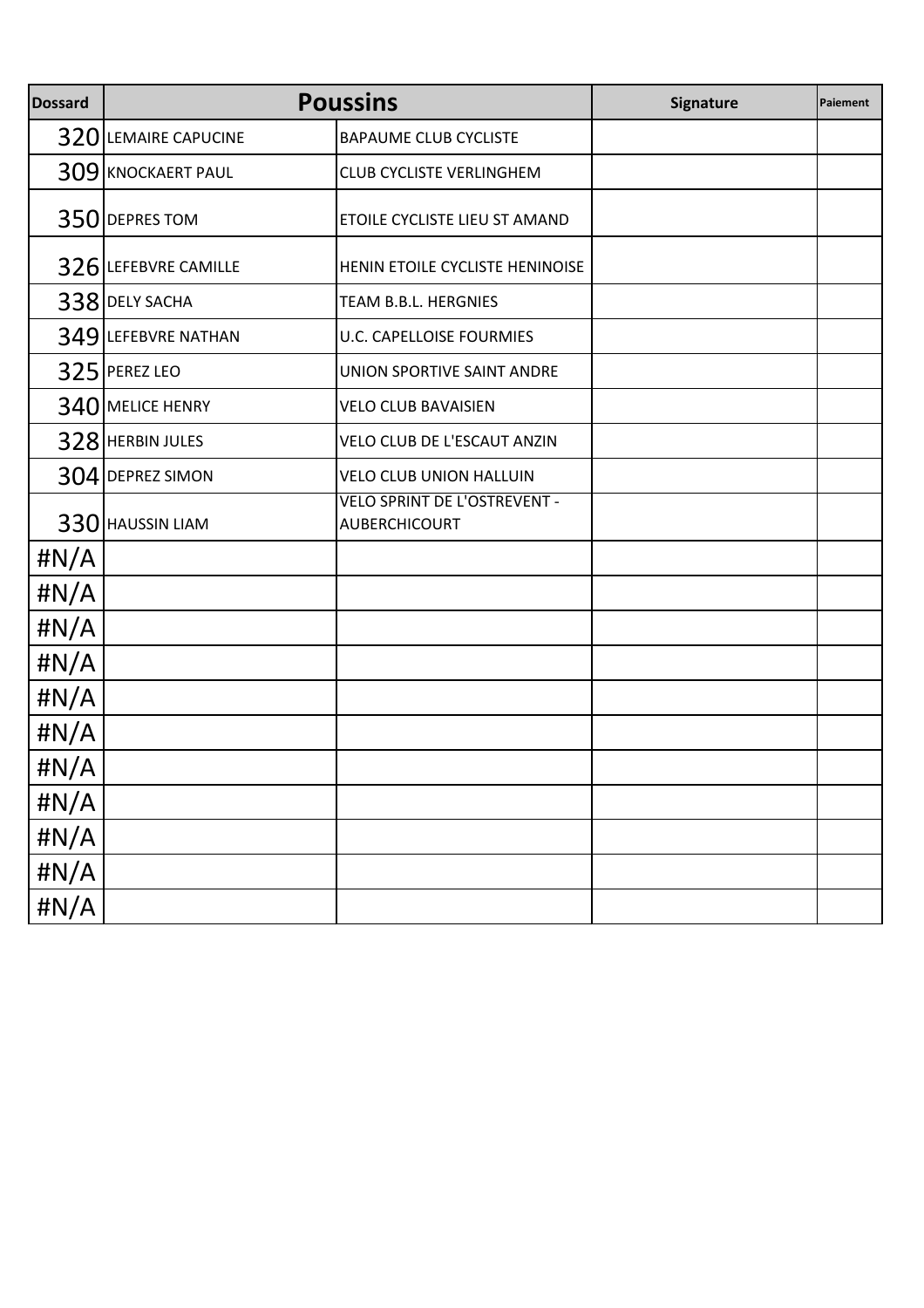| Dossard | Poussins | | Signature | Paiement |
|---|---|---|---|---|
| 320 | LEMAIRE CAPUCINE | BAPAUME CLUB CYCLISTE | | |
| 309 | KNOCKAERT PAUL | CLUB CYCLISTE VERLINGHEM | | |
| 350 | DEPRES TOM | ETOILE CYCLISTE LIEU ST AMAND | | |
| 326 | LEFEBVRE CAMILLE | HENIN ETOILE CYCLISTE HENINOISE | | |
| 338 | DELY SACHA | TEAM B.B.L. HERGNIES | | |
| 349 | LEFEBVRE NATHAN | U.C. CAPELLOISE FOURMIES | | |
| 325 | PEREZ LEO | UNION SPORTIVE SAINT ANDRE | | |
| 340 | MELICE HENRY | VELO CLUB BAVAISIEN | | |
| 328 | HERBIN JULES | VELO CLUB DE L'ESCAUT ANZIN | | |
| 304 | DEPREZ SIMON | VELO CLUB UNION HALLUIN | | |
| 330 | HAUSSIN LIAM | VELO SPRINT DE L'OSTREVENT - AUBERCHICOURT | | |
| #N/A | | | | |
| #N/A | | | | |
| #N/A | | | | |
| #N/A | | | | |
| #N/A | | | | |
| #N/A | | | | |
| #N/A | | | | |
| #N/A | | | | |
| #N/A | | | | |
| #N/A | | | | |
| #N/A | | | | |